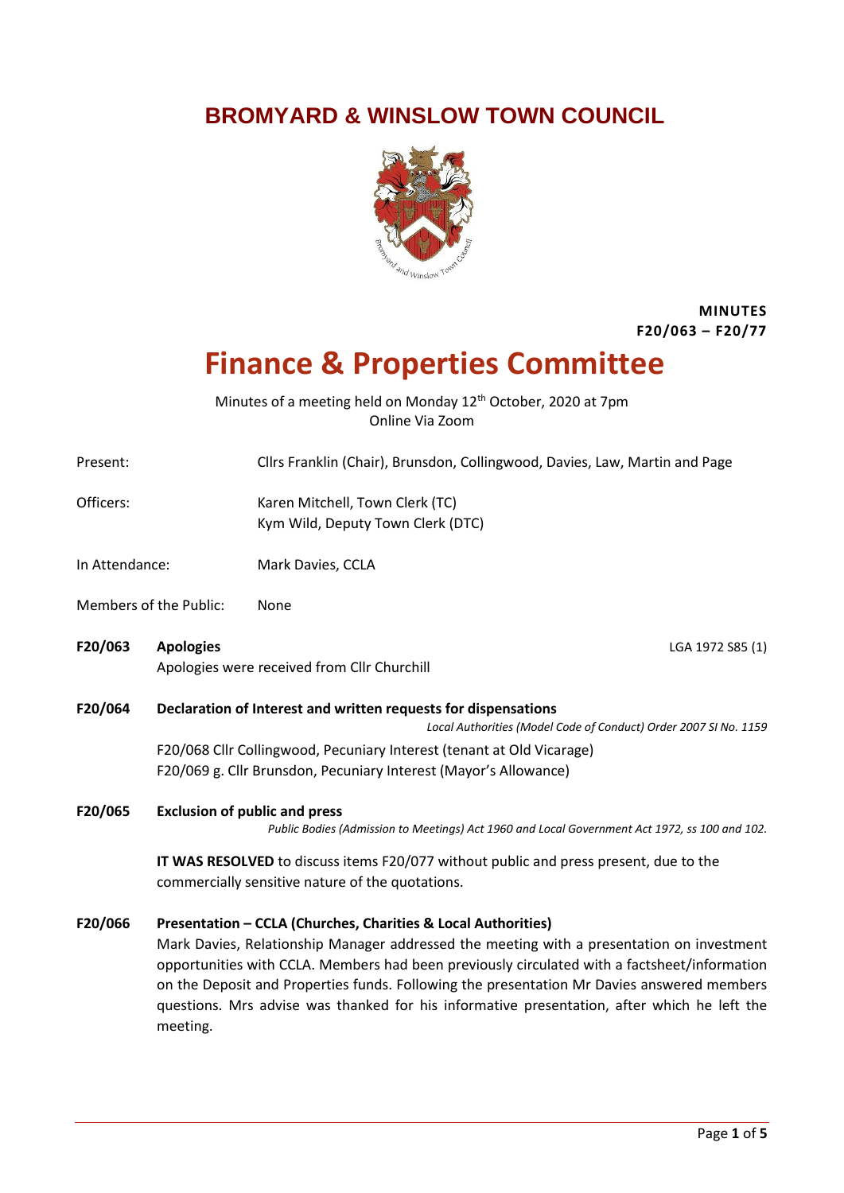# BROMYARD & WINSLOW TOWN COUNCIL

**MINUTES**
**F20/063 – F20/77**

# Finance & Properties Committee

Minutes of a meeting held on Monday 12th October, 2020 at 7pm
Online Via Zoom

Present: Cllrs Franklin (Chair), Brunsdon, Collingwood, Davies, Law, Martin and Page

Officers: Karen Mitchell, Town Clerk (TC)
Kym Wild, Deputy Town Clerk (DTC)

In Attendance: Mark Davies, CCLA

Members of the Public: None

**F20/063 Apologies** LGA 1972 S85 (1)

Apologies were received from Cllr Churchill

**F20/064 Declaration of Interest and written requests for dispensations**

*Local Authorities (Model Code of Conduct) Order 2007 SI No. 1159*

F20/068 Cllr Collingwood, Pecuniary Interest (tenant at Old Vicarage)
F20/069 g. Cllr Brunsdon, Pecuniary Interest (Mayor's Allowance)

**F20/065 Exclusion of public and press**

*Public Bodies (Admission to Meetings) Act 1960 and Local Government Act 1972, ss 100 and 102.*

**IT WAS RESOLVED** to discuss items F20/077 without public and press present, due to the commercially sensitive nature of the quotations.

**F20/066 Presentation – CCLA (Churches, Charities & Local Authorities)**

Mark Davies, Relationship Manager addressed the meeting with a presentation on investment opportunities with CCLA. Members had been previously circulated with a factsheet/information on the Deposit and Properties funds. Following the presentation Mr Davies answered members questions. Mrs advise was thanked for his informative presentation, after which he left the meeting.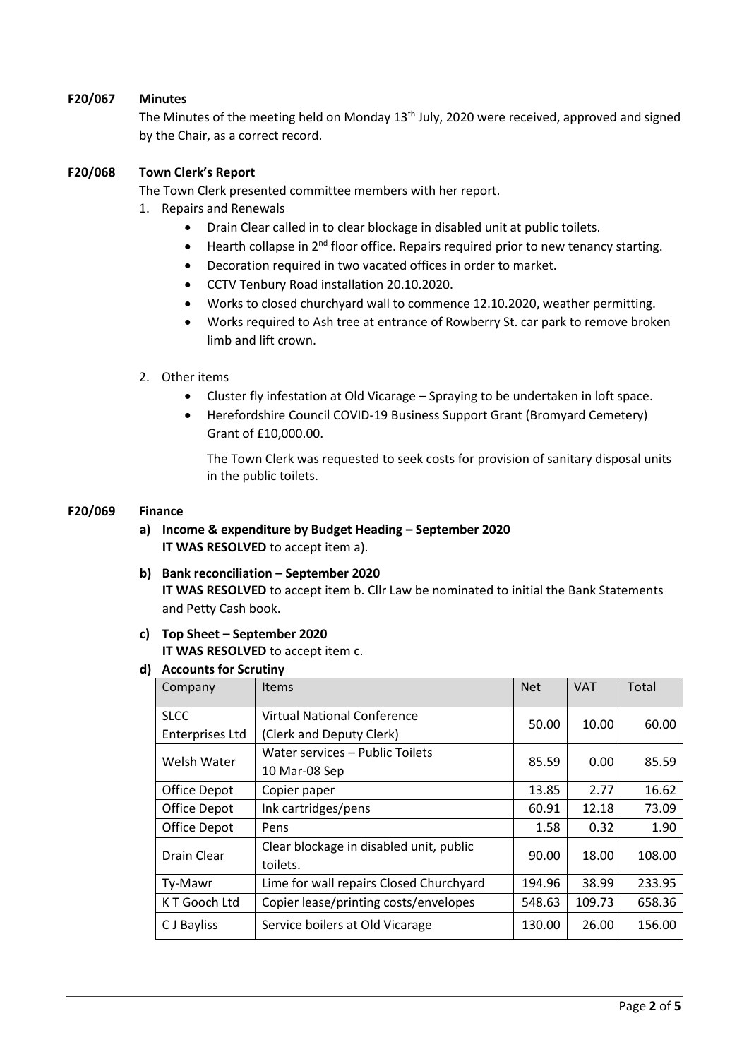**F20/067 Minutes**

The Minutes of the meeting held on Monday 13th July, 2020 were received, approved and signed by the Chair, as a correct record.

**F20/068 Town Clerk's Report**

The Town Clerk presented committee members with her report.

1. Repairs and Renewals
   - Drain Clear called in to clear blockage in disabled unit at public toilets.
   - Hearth collapse in 2nd floor office. Repairs required prior to new tenancy starting.
   - Decoration required in two vacated offices in order to market.
   - CCTV Tenbury Road installation 20.10.2020.
   - Works to closed churchyard wall to commence 12.10.2020, weather permitting.
   - Works required to Ash tree at entrance of Rowberry St. car park to remove broken limb and lift crown.

2. Other items
   - Cluster fly infestation at Old Vicarage – Spraying to be undertaken in loft space.
   - Herefordshire Council COVID-19 Business Support Grant (Bromyard Cemetery) Grant of £10,000.00.

   The Town Clerk was requested to seek costs for provision of sanitary disposal units in the public toilets.

**F20/069 Finance**

**a) Income & expenditure by Budget Heading – September 2020**
**IT WAS RESOLVED** to accept item a).

**b) Bank reconciliation – September 2020**
**IT WAS RESOLVED** to accept item b. Cllr Law be nominated to initial the Bank Statements and Petty Cash book.

**c) Top Sheet – September 2020**
**IT WAS RESOLVED** to accept item c.

**d) Accounts for Scrutiny**

| Company | Items | Net | VAT | Total |
|---|---|---|---|---|
| SLCC Enterprises Ltd | Virtual National Conference (Clerk and Deputy Clerk) | 50.00 | 10.00 | 60.00 |
| Welsh Water | Water services – Public Toilets 10 Mar-08 Sep | 85.59 | 0.00 | 85.59 |
| Office Depot | Copier paper | 13.85 | 2.77 | 16.62 |
| Office Depot | Ink cartridges/pens | 60.91 | 12.18 | 73.09 |
| Office Depot | Pens | 1.58 | 0.32 | 1.90 |
| Drain Clear | Clear blockage in disabled unit, public toilets. | 90.00 | 18.00 | 108.00 |
| Ty-Mawr | Lime for wall repairs Closed Churchyard | 194.96 | 38.99 | 233.95 |
| K T Gooch Ltd | Copier lease/printing costs/envelopes | 548.63 | 109.73 | 658.36 |
| C J Bayliss | Service boilers at Old Vicarage | 130.00 | 26.00 | 156.00 |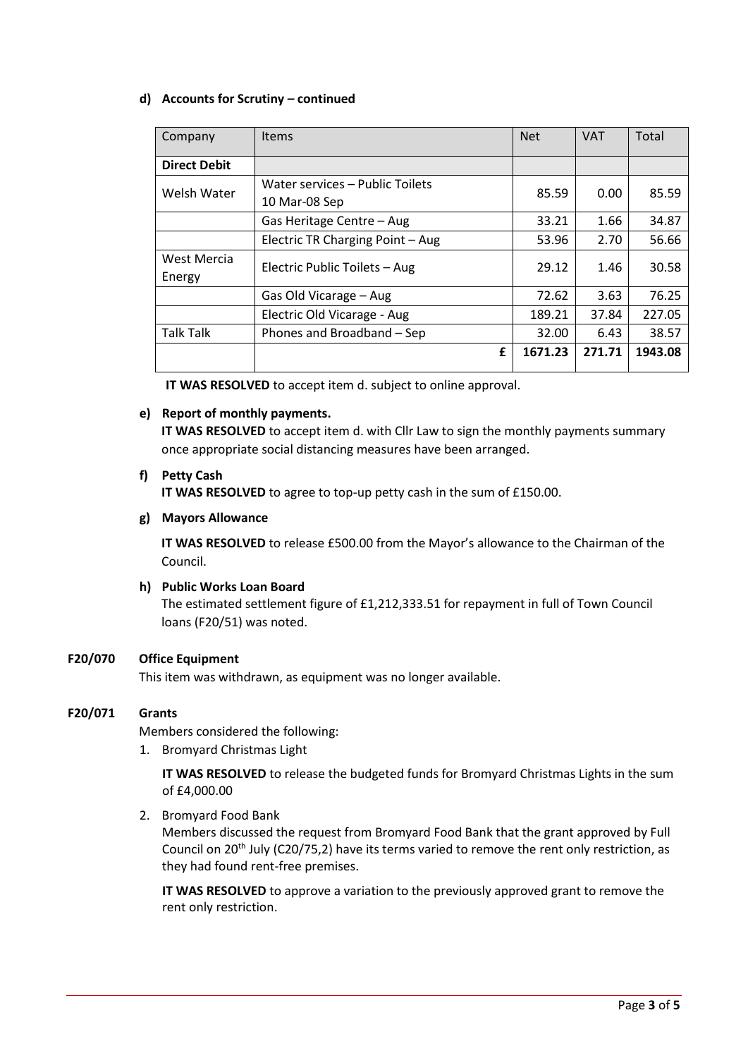**d) Accounts for Scrutiny – continued**

| Company | Items | Net | VAT | Total |
|---|---|---|---|---|
| **Direct Debit** | | | | |
| Welsh Water | Water services – Public Toilets 10 Mar-08 Sep | 85.59 | 0.00 | 85.59 |
| | Gas Heritage Centre – Aug | 33.21 | 1.66 | 34.87 |
| | Electric TR Charging Point – Aug | 53.96 | 2.70 | 56.66 |
| West Mercia Energy | Electric Public Toilets – Aug | 29.12 | 1.46 | 30.58 |
| | Gas Old Vicarage – Aug | 72.62 | 3.63 | 76.25 |
| | Electric Old Vicarage - Aug | 189.21 | 37.84 | 227.05 |
| Talk Talk | Phones and Broadband – Sep | 32.00 | 6.43 | 38.57 |
| | **£** | **1671.23** | **271.71** | **1943.08** |

**IT WAS RESOLVED** to accept item d. subject to online approval.

**e) Report of monthly payments.**

**IT WAS RESOLVED** to accept item d. with Cllr Law to sign the monthly payments summary once appropriate social distancing measures have been arranged.

**f) Petty Cash**

**IT WAS RESOLVED** to agree to top-up petty cash in the sum of £150.00.

**g) Mayors Allowance**

**IT WAS RESOLVED** to release £500.00 from the Mayor's allowance to the Chairman of the Council.

**h) Public Works Loan Board**

The estimated settlement figure of £1,212,333.51 for repayment in full of Town Council loans (F20/51) was noted.

**F20/070 Office Equipment**

This item was withdrawn, as equipment was no longer available.

**F20/071 Grants**

Members considered the following:

1. Bromyard Christmas Light

   **IT WAS RESOLVED** to release the budgeted funds for Bromyard Christmas Lights in the sum of £4,000.00

2. Bromyard Food Bank

   Members discussed the request from Bromyard Food Bank that the grant approved by Full Council on 20th July (C20/75,2) have its terms varied to remove the rent only restriction, as they had found rent-free premises.

   **IT WAS RESOLVED** to approve a variation to the previously approved grant to remove the rent only restriction.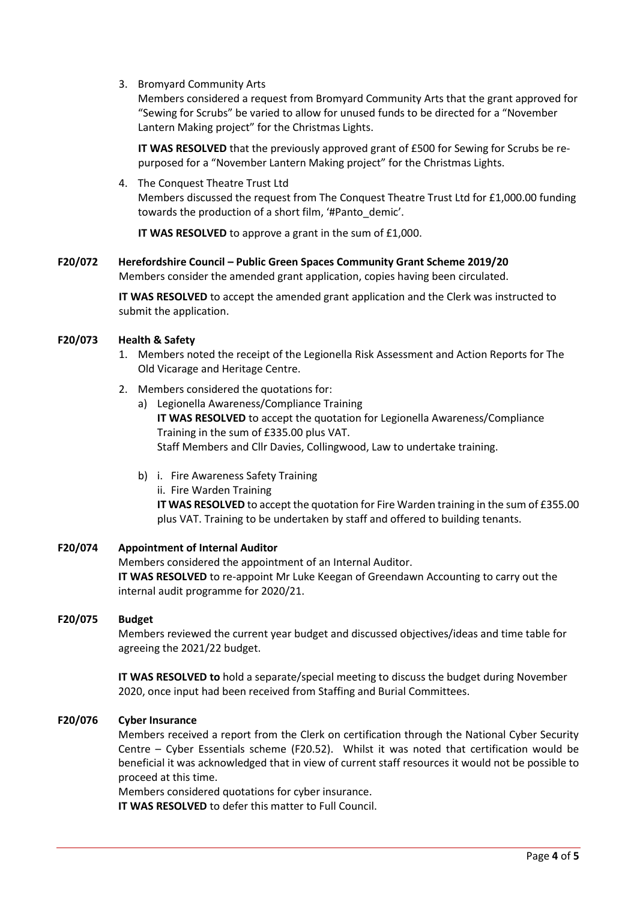3. Bromyard Community Arts

   Members considered a request from Bromyard Community Arts that the grant approved for "Sewing for Scrubs" be varied to allow for unused funds to be directed for a "November Lantern Making project" for the Christmas Lights.

   **IT WAS RESOLVED** that the previously approved grant of £500 for Sewing for Scrubs be re-purposed for a "November Lantern Making project" for the Christmas Lights.

4. The Conquest Theatre Trust Ltd

   Members discussed the request from The Conquest Theatre Trust Ltd for £1,000.00 funding towards the production of a short film, '#Panto_demic'.

   **IT WAS RESOLVED** to approve a grant in the sum of £1,000.

**F20/072 Herefordshire Council – Public Green Spaces Community Grant Scheme 2019/20**

Members consider the amended grant application, copies having been circulated.

**IT WAS RESOLVED** to accept the amended grant application and the Clerk was instructed to submit the application.

**F20/073 Health & Safety**

1. Members noted the receipt of the Legionella Risk Assessment and Action Reports for The Old Vicarage and Heritage Centre.
2. Members considered the quotations for:
   a) Legionella Awareness/Compliance Training
      **IT WAS RESOLVED** to accept the quotation for Legionella Awareness/Compliance Training in the sum of £335.00 plus VAT.
      Staff Members and Cllr Davies, Collingwood, Law to undertake training.

   b) i. Fire Awareness Safety Training
      ii. Fire Warden Training
      **IT WAS RESOLVED** to accept the quotation for Fire Warden training in the sum of £355.00 plus VAT. Training to be undertaken by staff and offered to building tenants.

**F20/074 Appointment of Internal Auditor**

Members considered the appointment of an Internal Auditor.
**IT WAS RESOLVED** to re-appoint Mr Luke Keegan of Greendawn Accounting to carry out the internal audit programme for 2020/21.

**F20/075 Budget**

Members reviewed the current year budget and discussed objectives/ideas and time table for agreeing the 2021/22 budget.

**IT WAS RESOLVED to** hold a separate/special meeting to discuss the budget during November 2020, once input had been received from Staffing and Burial Committees.

**F20/076 Cyber Insurance**

Members received a report from the Clerk on certification through the National Cyber Security Centre – Cyber Essentials scheme (F20.52). Whilst it was noted that certification would be beneficial it was acknowledged that in view of current staff resources it would not be possible to proceed at this time.
Members considered quotations for cyber insurance.
**IT WAS RESOLVED** to defer this matter to Full Council.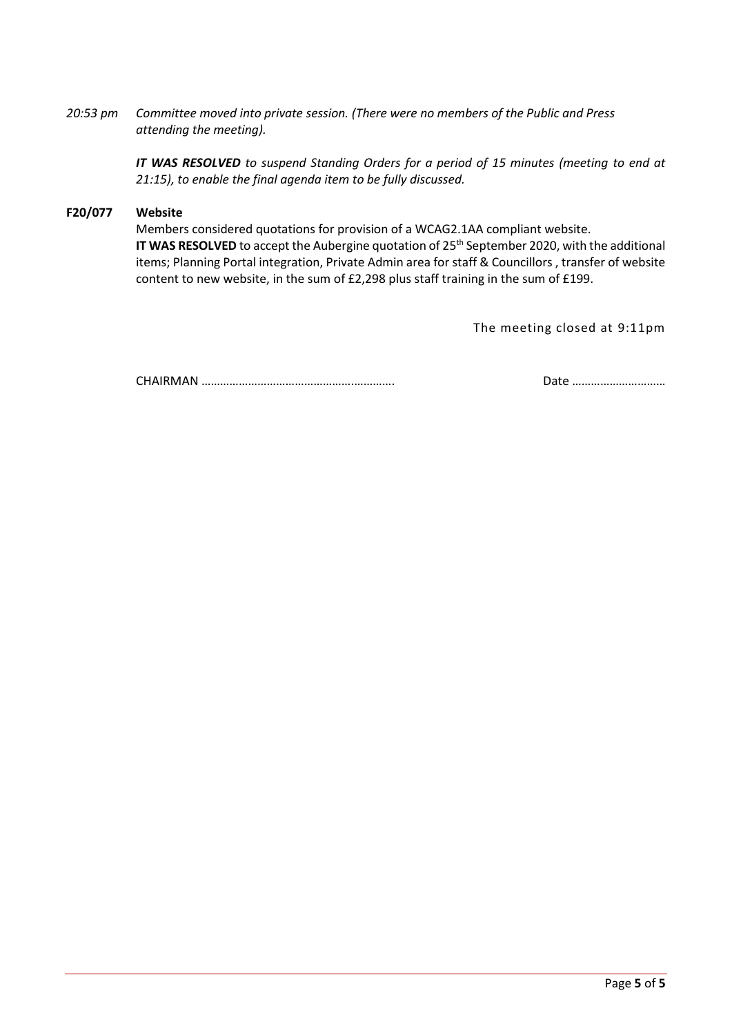*20:53 pm Committee moved into private session. (There were no members of the Public and Press attending the meeting).*

***IT WAS RESOLVED** to suspend Standing Orders for a period of 15 minutes (meeting to end at 21:15), to enable the final agenda item to be fully discussed.*

**F20/077 Website**

Members considered quotations for provision of a WCAG2.1AA compliant website.

**IT WAS RESOLVED** to accept the Aubergine quotation of 25th September 2020, with the additional items; Planning Portal integration, Private Admin area for staff & Councillors , transfer of website content to new website, in the sum of £2,298 plus staff training in the sum of £199.

The meeting closed at 9:11pm

CHAIRMAN ……………………………………………………. Date …………………………